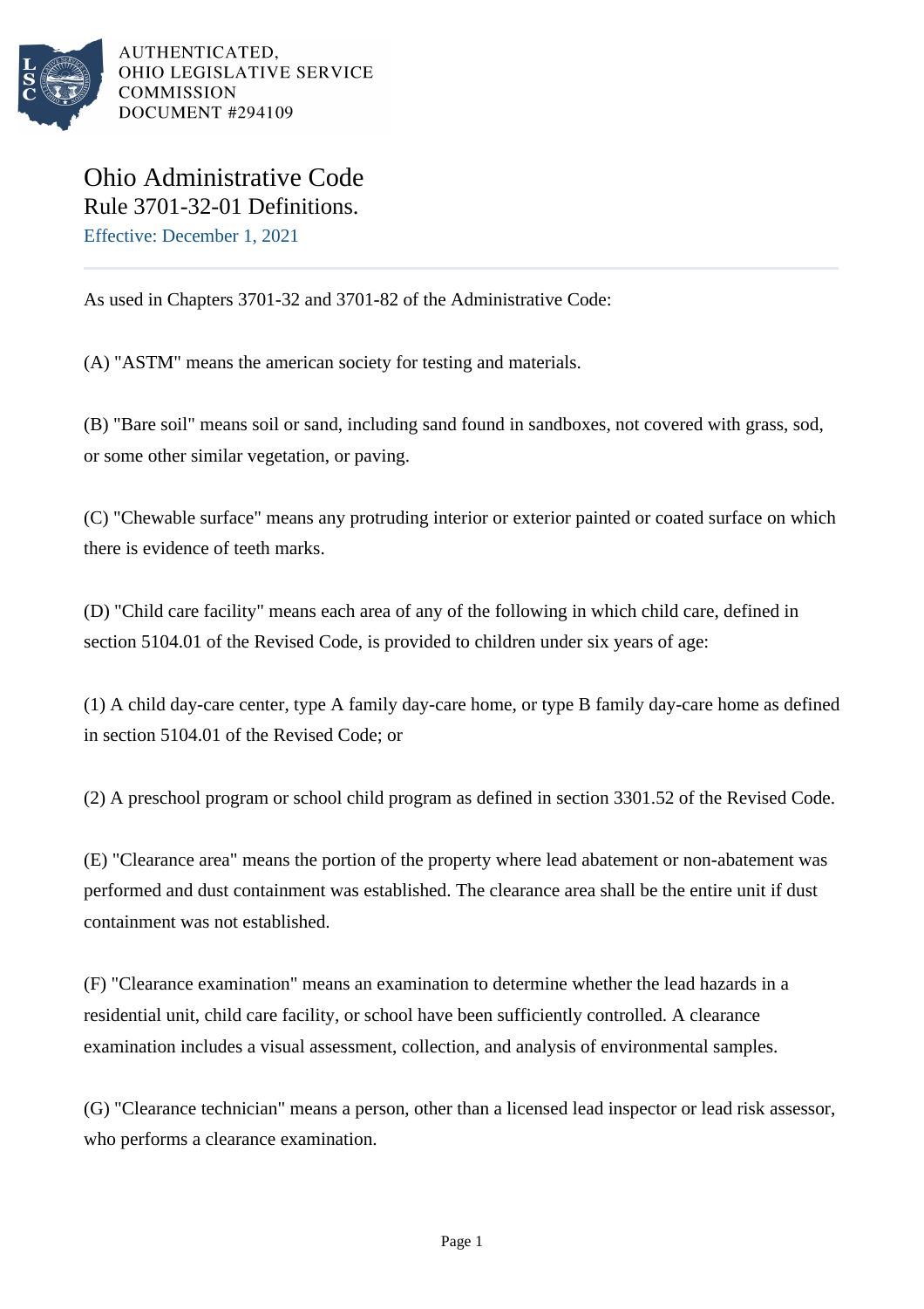AUTHENTICATED,
OHIO LEGISLATIVE SERVICE
COMMISSION
DOCUMENT #294109

# Ohio Administrative Code
## Rule 3701-32-01 Definitions.

Effective: December 1, 2021

As used in Chapters 3701-32 and 3701-82 of the Administrative Code:

(A) "ASTM" means the american society for testing and materials.

(B) "Bare soil" means soil or sand, including sand found in sandboxes, not covered with grass, sod, or some other similar vegetation, or paving.

(C) "Chewable surface" means any protruding interior or exterior painted or coated surface on which there is evidence of teeth marks.

(D) "Child care facility" means each area of any of the following in which child care, defined in section 5104.01 of the Revised Code, is provided to children under six years of age:

(1) A child day-care center, type A family day-care home, or type B family day-care home as defined in section 5104.01 of the Revised Code; or

(2) A preschool program or school child program as defined in section 3301.52 of the Revised Code.

(E) "Clearance area" means the portion of the property where lead abatement or non-abatement was performed and dust containment was established. The clearance area shall be the entire unit if dust containment was not established.

(F) "Clearance examination" means an examination to determine whether the lead hazards in a residential unit, child care facility, or school have been sufficiently controlled. A clearance examination includes a visual assessment, collection, and analysis of environmental samples.

(G) "Clearance technician" means a person, other than a licensed lead inspector or lead risk assessor, who performs a clearance examination.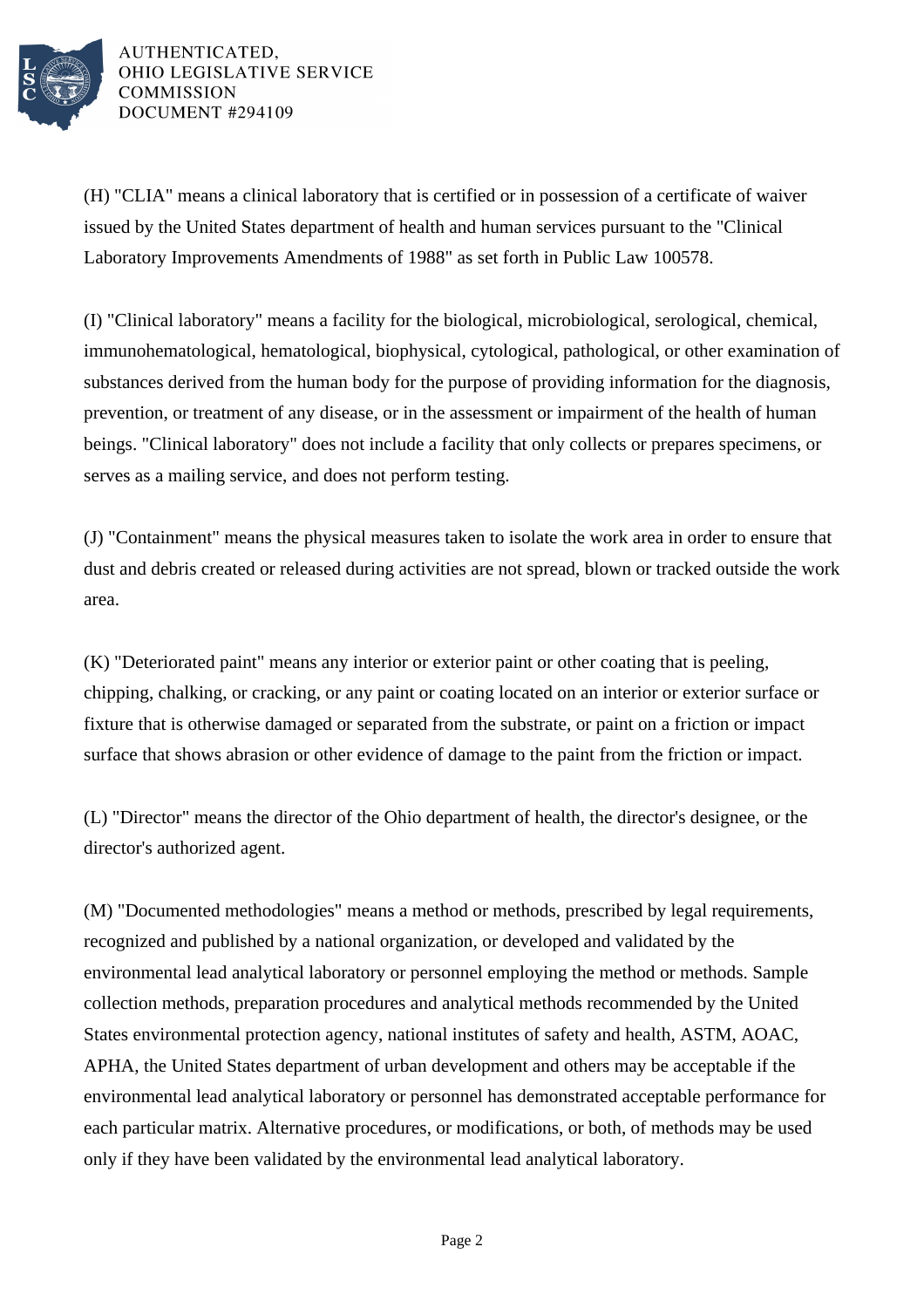(H) "CLIA" means a clinical laboratory that is certified or in possession of a certificate of waiver issued by the United States department of health and human services pursuant to the "Clinical Laboratory Improvements Amendments of 1988" as set forth in Public Law 100578.

(I) "Clinical laboratory" means a facility for the biological, microbiological, serological, chemical, immunohematological, hematological, biophysical, cytological, pathological, or other examination of substances derived from the human body for the purpose of providing information for the diagnosis, prevention, or treatment of any disease, or in the assessment or impairment of the health of human beings. "Clinical laboratory" does not include a facility that only collects or prepares specimens, or serves as a mailing service, and does not perform testing.

(J) "Containment" means the physical measures taken to isolate the work area in order to ensure that dust and debris created or released during activities are not spread, blown or tracked outside the work area.

(K) "Deteriorated paint" means any interior or exterior paint or other coating that is peeling, chipping, chalking, or cracking, or any paint or coating located on an interior or exterior surface or fixture that is otherwise damaged or separated from the substrate, or paint on a friction or impact surface that shows abrasion or other evidence of damage to the paint from the friction or impact.

(L) "Director" means the director of the Ohio department of health, the director's designee, or the director's authorized agent.

(M) "Documented methodologies" means a method or methods, prescribed by legal requirements, recognized and published by a national organization, or developed and validated by the environmental lead analytical laboratory or personnel employing the method or methods. Sample collection methods, preparation procedures and analytical methods recommended by the United States environmental protection agency, national institutes of safety and health, ASTM, AOAC, APHA, the United States department of urban development and others may be acceptable if the environmental lead analytical laboratory or personnel has demonstrated acceptable performance for each particular matrix. Alternative procedures, or modifications, or both, of methods may be used only if they have been validated by the environmental lead analytical laboratory.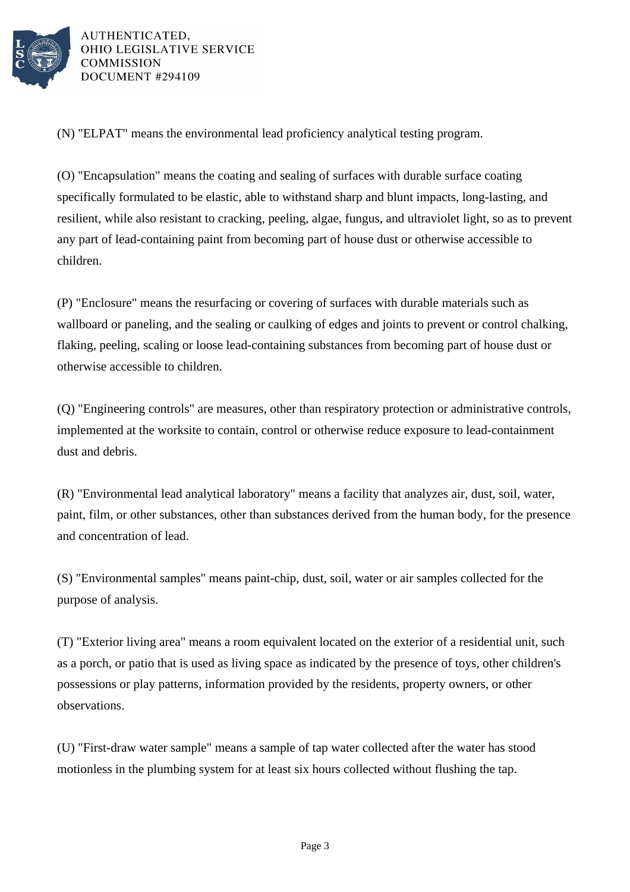(N) "ELPAT" means the environmental lead proficiency analytical testing program.

(O) "Encapsulation" means the coating and sealing of surfaces with durable surface coating specifically formulated to be elastic, able to withstand sharp and blunt impacts, long-lasting, and resilient, while also resistant to cracking, peeling, algae, fungus, and ultraviolet light, so as to prevent any part of lead-containing paint from becoming part of house dust or otherwise accessible to children.

(P) "Enclosure" means the resurfacing or covering of surfaces with durable materials such as wallboard or paneling, and the sealing or caulking of edges and joints to prevent or control chalking, flaking, peeling, scaling or loose lead-containing substances from becoming part of house dust or otherwise accessible to children.

(Q) "Engineering controls" are measures, other than respiratory protection or administrative controls, implemented at the worksite to contain, control or otherwise reduce exposure to lead-containment dust and debris.

(R) "Environmental lead analytical laboratory" means a facility that analyzes air, dust, soil, water, paint, film, or other substances, other than substances derived from the human body, for the presence and concentration of lead.

(S) "Environmental samples" means paint-chip, dust, soil, water or air samples collected for the purpose of analysis.

(T) "Exterior living area" means a room equivalent located on the exterior of a residential unit, such as a porch, or patio that is used as living space as indicated by the presence of toys, other children's possessions or play patterns, information provided by the residents, property owners, or other observations.

(U) "First-draw water sample" means a sample of tap water collected after the water has stood motionless in the plumbing system for at least six hours collected without flushing the tap.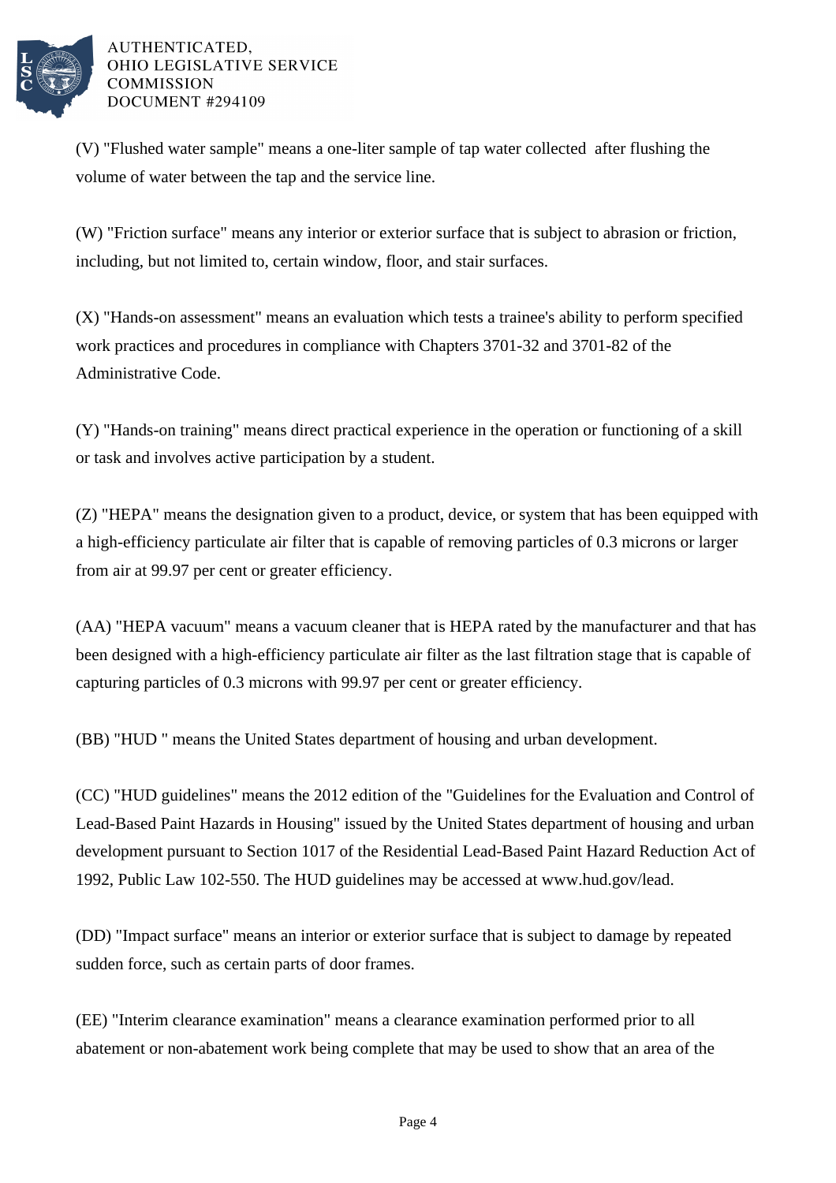(V) "Flushed water sample" means a one-liter sample of tap water collected after flushing the volume of water between the tap and the service line.

(W) "Friction surface" means any interior or exterior surface that is subject to abrasion or friction, including, but not limited to, certain window, floor, and stair surfaces.

(X) "Hands-on assessment" means an evaluation which tests a trainee's ability to perform specified work practices and procedures in compliance with Chapters 3701-32 and 3701-82 of the Administrative Code.

(Y) "Hands-on training" means direct practical experience in the operation or functioning of a skill or task and involves active participation by a student.

(Z) "HEPA" means the designation given to a product, device, or system that has been equipped with a high-efficiency particulate air filter that is capable of removing particles of 0.3 microns or larger from air at 99.97 per cent or greater efficiency.

(AA) "HEPA vacuum" means a vacuum cleaner that is HEPA rated by the manufacturer and that has been designed with a high-efficiency particulate air filter as the last filtration stage that is capable of capturing particles of 0.3 microns with 99.97 per cent or greater efficiency.

(BB) "HUD " means the United States department of housing and urban development.

(CC) "HUD guidelines" means the 2012 edition of the "Guidelines for the Evaluation and Control of Lead-Based Paint Hazards in Housing" issued by the United States department of housing and urban development pursuant to Section 1017 of the Residential Lead-Based Paint Hazard Reduction Act of 1992, Public Law 102-550. The HUD guidelines may be accessed at www.hud.gov/lead.

(DD) "Impact surface" means an interior or exterior surface that is subject to damage by repeated sudden force, such as certain parts of door frames.

(EE) "Interim clearance examination" means a clearance examination performed prior to all abatement or non-abatement work being complete that may be used to show that an area of the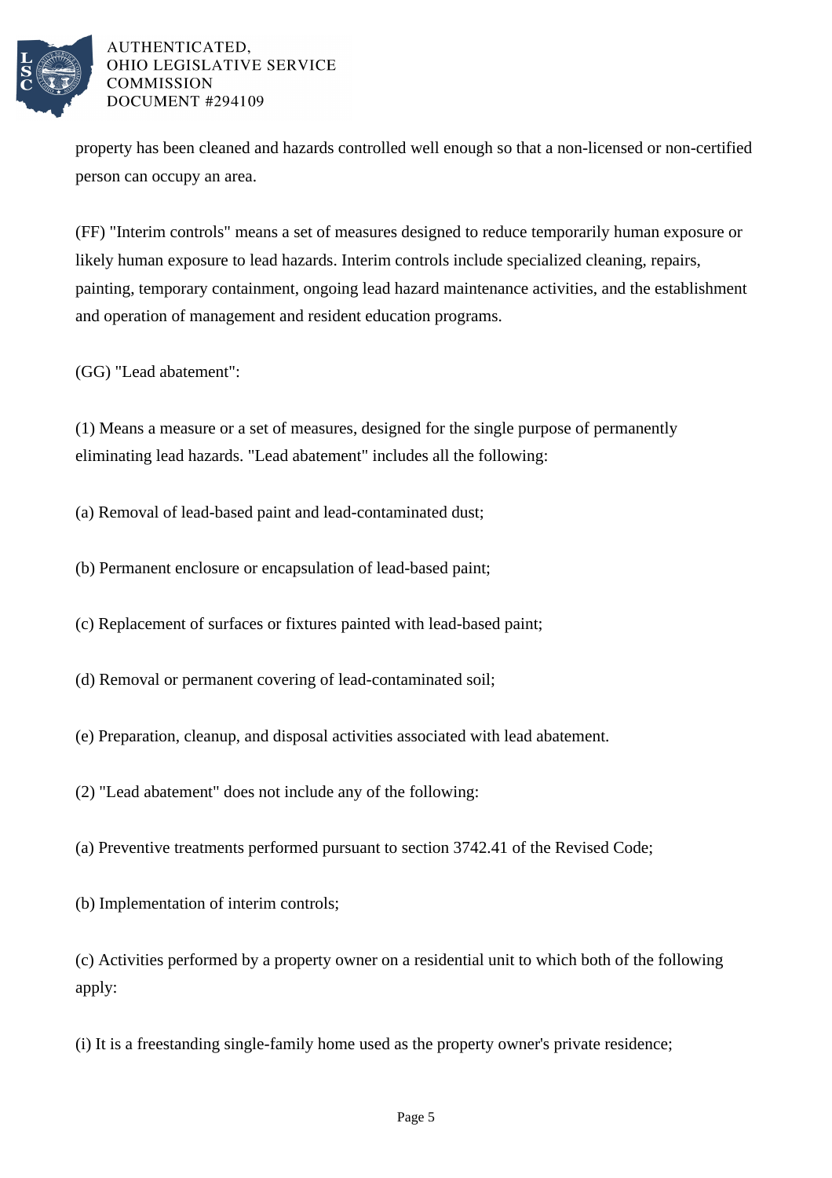property has been cleaned and hazards controlled well enough so that a non-licensed or non-certified person can occupy an area.

(FF) "Interim controls" means a set of measures designed to reduce temporarily human exposure or likely human exposure to lead hazards. Interim controls include specialized cleaning, repairs, painting, temporary containment, ongoing lead hazard maintenance activities, and the establishment and operation of management and resident education programs.

(GG) "Lead abatement":

(1) Means a measure or a set of measures, designed for the single purpose of permanently eliminating lead hazards. "Lead abatement" includes all the following:

(a) Removal of lead-based paint and lead-contaminated dust;

(b) Permanent enclosure or encapsulation of lead-based paint;

(c) Replacement of surfaces or fixtures painted with lead-based paint;

(d) Removal or permanent covering of lead-contaminated soil;

(e) Preparation, cleanup, and disposal activities associated with lead abatement.

(2) "Lead abatement" does not include any of the following:

(a) Preventive treatments performed pursuant to section 3742.41 of the Revised Code;

(b) Implementation of interim controls;

(c) Activities performed by a property owner on a residential unit to which both of the following apply:

(i) It is a freestanding single-family home used as the property owner's private residence;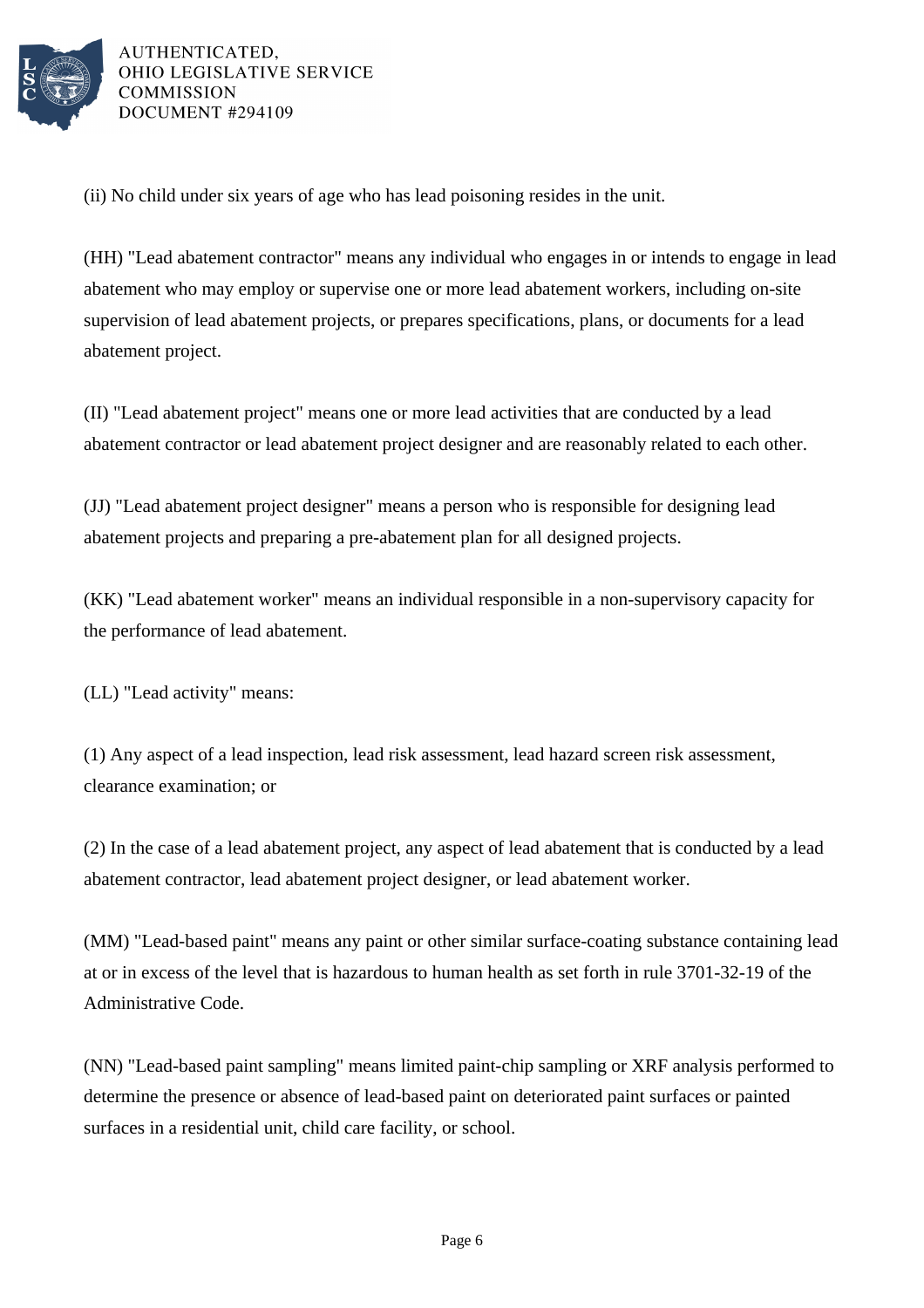(ii) No child under six years of age who has lead poisoning resides in the unit.

(HH) "Lead abatement contractor" means any individual who engages in or intends to engage in lead abatement who may employ or supervise one or more lead abatement workers, including on-site supervision of lead abatement projects, or prepares specifications, plans, or documents for a lead abatement project.

(II) "Lead abatement project" means one or more lead activities that are conducted by a lead abatement contractor or lead abatement project designer and are reasonably related to each other.

(JJ) "Lead abatement project designer" means a person who is responsible for designing lead abatement projects and preparing a pre-abatement plan for all designed projects.

(KK) "Lead abatement worker" means an individual responsible in a non-supervisory capacity for the performance of lead abatement.

(LL) "Lead activity" means:

(1) Any aspect of a lead inspection, lead risk assessment, lead hazard screen risk assessment, clearance examination; or

(2) In the case of a lead abatement project, any aspect of lead abatement that is conducted by a lead abatement contractor, lead abatement project designer, or lead abatement worker.

(MM) "Lead-based paint" means any paint or other similar surface-coating substance containing lead at or in excess of the level that is hazardous to human health as set forth in rule 3701-32-19 of the Administrative Code.

(NN) "Lead-based paint sampling" means limited paint-chip sampling or XRF analysis performed to determine the presence or absence of lead-based paint on deteriorated paint surfaces or painted surfaces in a residential unit, child care facility, or school.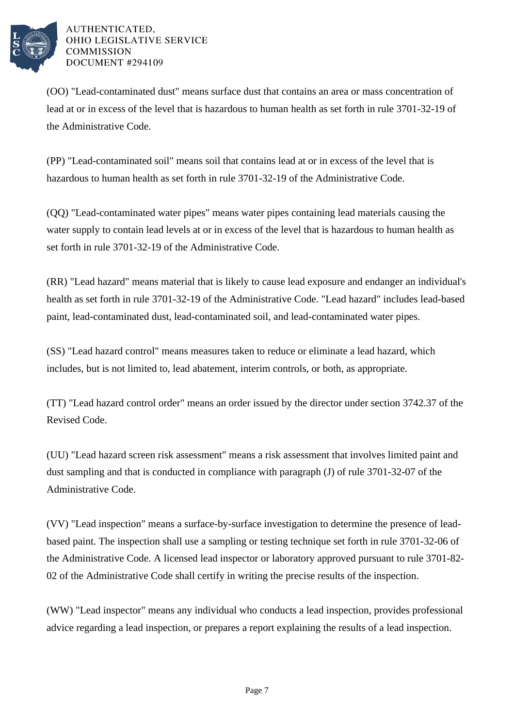(OO) "Lead-contaminated dust" means surface dust that contains an area or mass concentration of lead at or in excess of the level that is hazardous to human health as set forth in rule 3701-32-19 of the Administrative Code.

(PP) "Lead-contaminated soil" means soil that contains lead at or in excess of the level that is hazardous to human health as set forth in rule 3701-32-19 of the Administrative Code.

(QQ) "Lead-contaminated water pipes" means water pipes containing lead materials causing the water supply to contain lead levels at or in excess of the level that is hazardous to human health as set forth in rule 3701-32-19 of the Administrative Code.

(RR) "Lead hazard" means material that is likely to cause lead exposure and endanger an individual's health as set forth in rule 3701-32-19 of the Administrative Code. "Lead hazard" includes lead-based paint, lead-contaminated dust, lead-contaminated soil, and lead-contaminated water pipes.

(SS) "Lead hazard control" means measures taken to reduce or eliminate a lead hazard, which includes, but is not limited to, lead abatement, interim controls, or both, as appropriate.

(TT) "Lead hazard control order" means an order issued by the director under section 3742.37 of the Revised Code.

(UU) "Lead hazard screen risk assessment" means a risk assessment that involves limited paint and dust sampling and that is conducted in compliance with paragraph (J) of rule 3701-32-07 of the Administrative Code.

(VV) "Lead inspection" means a surface-by-surface investigation to determine the presence of lead-based paint. The inspection shall use a sampling or testing technique set forth in rule 3701-32-06 of the Administrative Code. A licensed lead inspector or laboratory approved pursuant to rule 3701-82-02 of the Administrative Code shall certify in writing the precise results of the inspection.

(WW) "Lead inspector" means any individual who conducts a lead inspection, provides professional advice regarding a lead inspection, or prepares a report explaining the results of a lead inspection.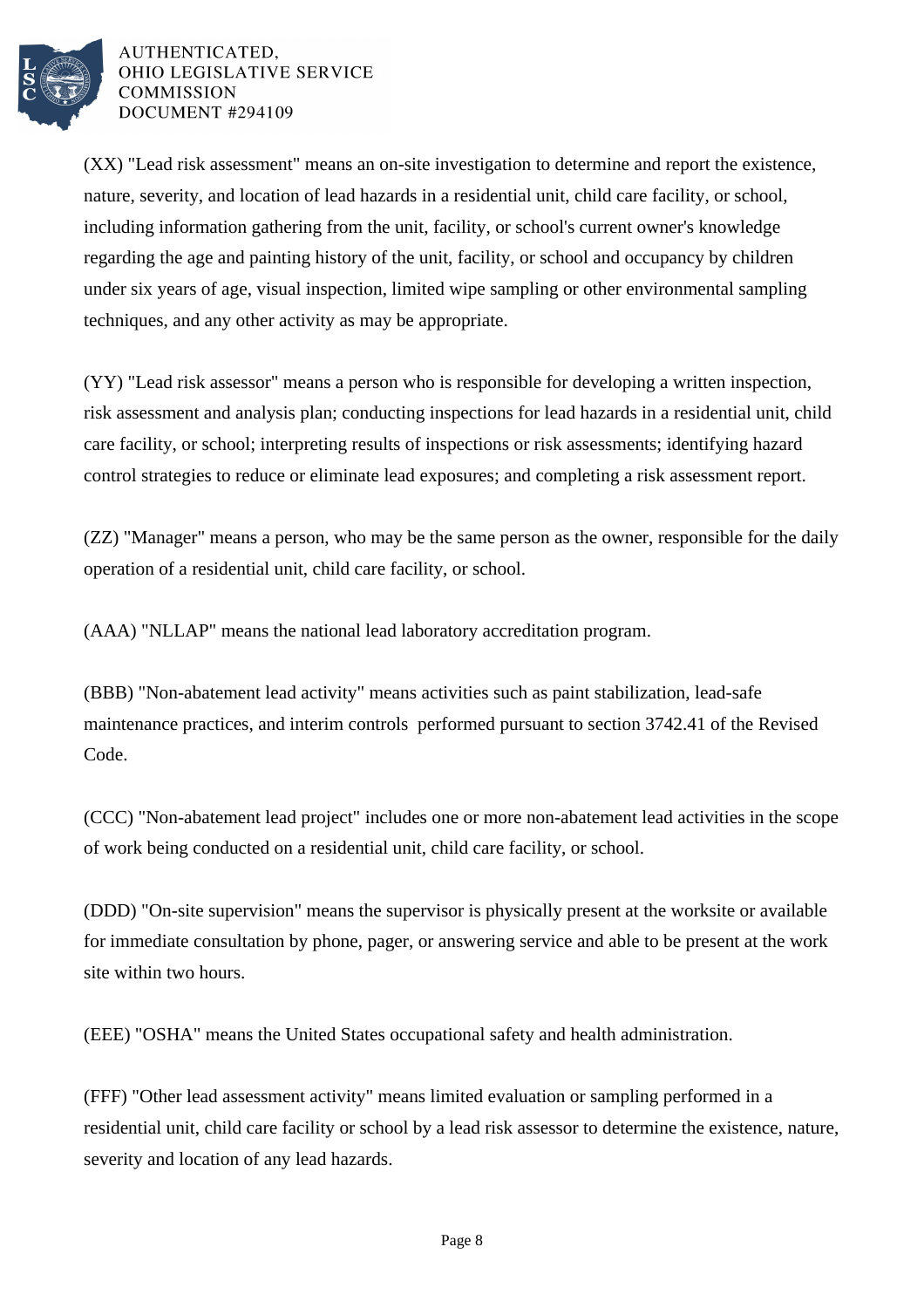(XX) "Lead risk assessment" means an on-site investigation to determine and report the existence, nature, severity, and location of lead hazards in a residential unit, child care facility, or school, including information gathering from the unit, facility, or school's current owner's knowledge regarding the age and painting history of the unit, facility, or school and occupancy by children under six years of age, visual inspection, limited wipe sampling or other environmental sampling techniques, and any other activity as may be appropriate.

(YY) "Lead risk assessor" means a person who is responsible for developing a written inspection, risk assessment and analysis plan; conducting inspections for lead hazards in a residential unit, child care facility, or school; interpreting results of inspections or risk assessments; identifying hazard control strategies to reduce or eliminate lead exposures; and completing a risk assessment report.

(ZZ) "Manager" means a person, who may be the same person as the owner, responsible for the daily operation of a residential unit, child care facility, or school.

(AAA) "NLLAP" means the national lead laboratory accreditation program.

(BBB) "Non-abatement lead activity" means activities such as paint stabilization, lead-safe maintenance practices, and interim controls performed pursuant to section 3742.41 of the Revised Code.

(CCC) "Non-abatement lead project" includes one or more non-abatement lead activities in the scope of work being conducted on a residential unit, child care facility, or school.

(DDD) "On-site supervision" means the supervisor is physically present at the worksite or available for immediate consultation by phone, pager, or answering service and able to be present at the work site within two hours.

(EEE) "OSHA" means the United States occupational safety and health administration.

(FFF) "Other lead assessment activity" means limited evaluation or sampling performed in a residential unit, child care facility or school by a lead risk assessor to determine the existence, nature, severity and location of any lead hazards.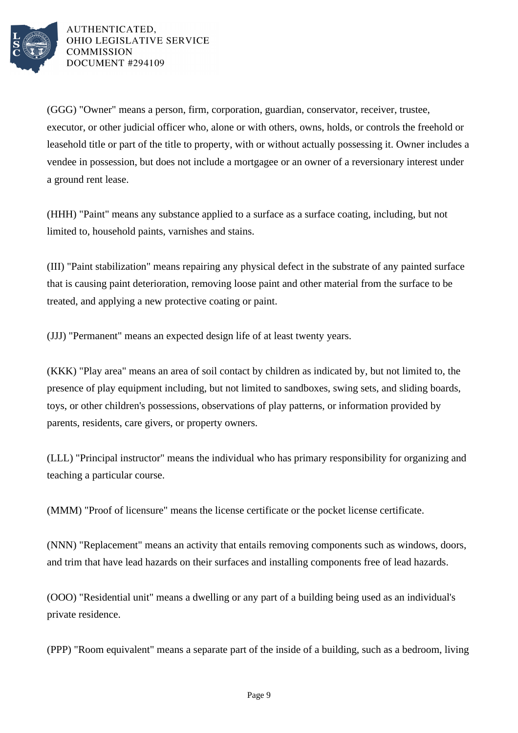(GGG) "Owner" means a person, firm, corporation, guardian, conservator, receiver, trustee, executor, or other judicial officer who, alone or with others, owns, holds, or controls the freehold or leasehold title or part of the title to property, with or without actually possessing it. Owner includes a vendee in possession, but does not include a mortgagee or an owner of a reversionary interest under a ground rent lease.

(HHH) "Paint" means any substance applied to a surface as a surface coating, including, but not limited to, household paints, varnishes and stains.

(III) "Paint stabilization" means repairing any physical defect in the substrate of any painted surface that is causing paint deterioration, removing loose paint and other material from the surface to be treated, and applying a new protective coating or paint.

(JJJ) "Permanent" means an expected design life of at least twenty years.

(KKK) "Play area" means an area of soil contact by children as indicated by, but not limited to, the presence of play equipment including, but not limited to sandboxes, swing sets, and sliding boards, toys, or other children's possessions, observations of play patterns, or information provided by parents, residents, care givers, or property owners.

(LLL) "Principal instructor" means the individual who has primary responsibility for organizing and teaching a particular course.

(MMM) "Proof of licensure" means the license certificate or the pocket license certificate.

(NNN) "Replacement" means an activity that entails removing components such as windows, doors, and trim that have lead hazards on their surfaces and installing components free of lead hazards.

(OOO) "Residential unit" means a dwelling or any part of a building being used as an individual's private residence.

(PPP) "Room equivalent" means a separate part of the inside of a building, such as a bedroom, living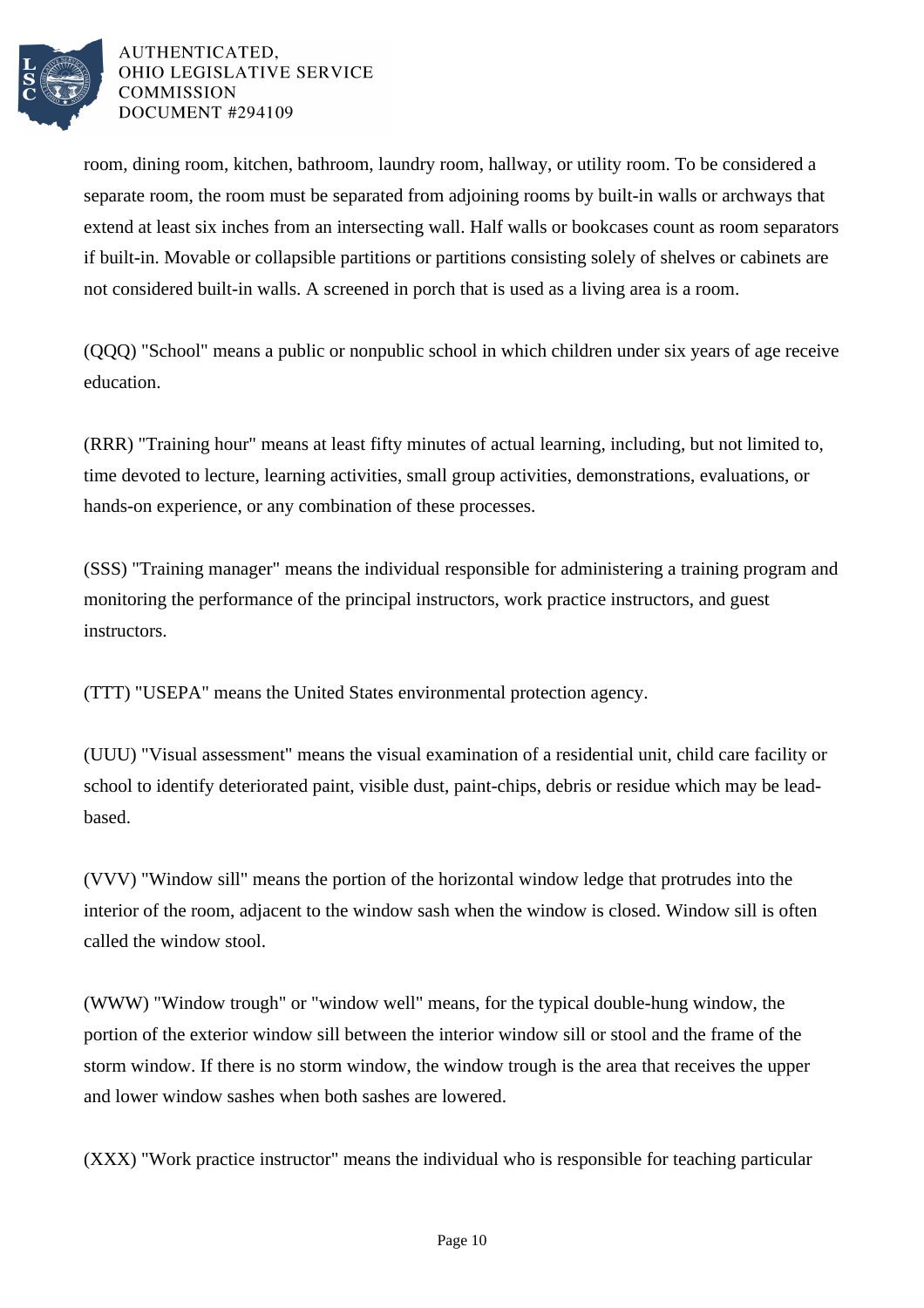room, dining room, kitchen, bathroom, laundry room, hallway, or utility room. To be considered a separate room, the room must be separated from adjoining rooms by built-in walls or archways that extend at least six inches from an intersecting wall. Half walls or bookcases count as room separators if built-in. Movable or collapsible partitions or partitions consisting solely of shelves or cabinets are not considered built-in walls. A screened in porch that is used as a living area is a room.

(QQQ) "School" means a public or nonpublic school in which children under six years of age receive education.

(RRR) "Training hour" means at least fifty minutes of actual learning, including, but not limited to, time devoted to lecture, learning activities, small group activities, demonstrations, evaluations, or hands-on experience, or any combination of these processes.

(SSS) "Training manager" means the individual responsible for administering a training program and monitoring the performance of the principal instructors, work practice instructors, and guest instructors.

(TTT) "USEPA" means the United States environmental protection agency.

(UUU) "Visual assessment" means the visual examination of a residential unit, child care facility or school to identify deteriorated paint, visible dust, paint-chips, debris or residue which may be lead-based.

(VVV) "Window sill" means the portion of the horizontal window ledge that protrudes into the interior of the room, adjacent to the window sash when the window is closed. Window sill is often called the window stool.

(WWW) "Window trough" or "window well" means, for the typical double-hung window, the portion of the exterior window sill between the interior window sill or stool and the frame of the storm window. If there is no storm window, the window trough is the area that receives the upper and lower window sashes when both sashes are lowered.

(XXX) "Work practice instructor" means the individual who is responsible for teaching particular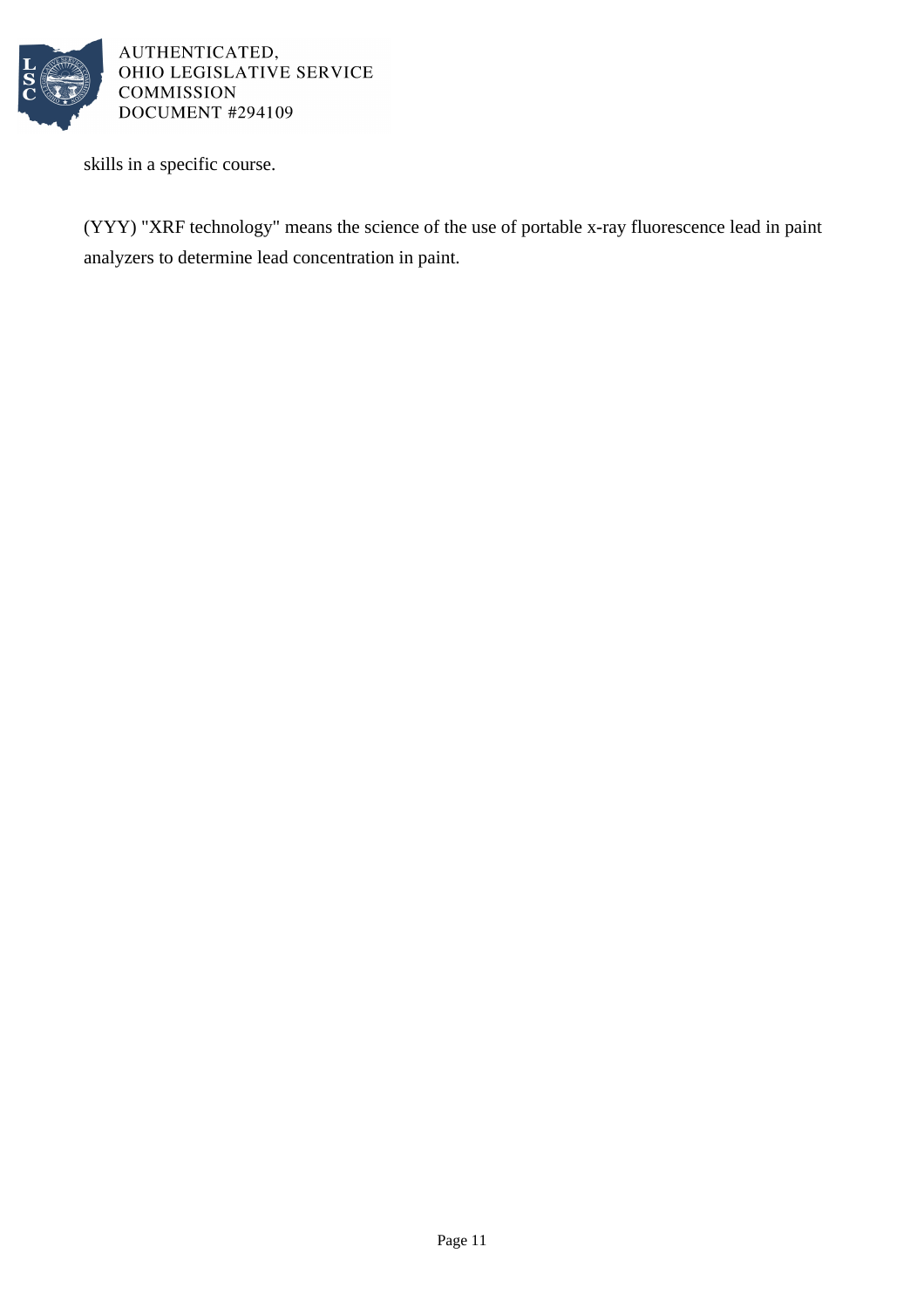skills in a specific course.

(YYY) "XRF technology" means the science of the use of portable x-ray fluorescence lead in paint analyzers to determine lead concentration in paint.